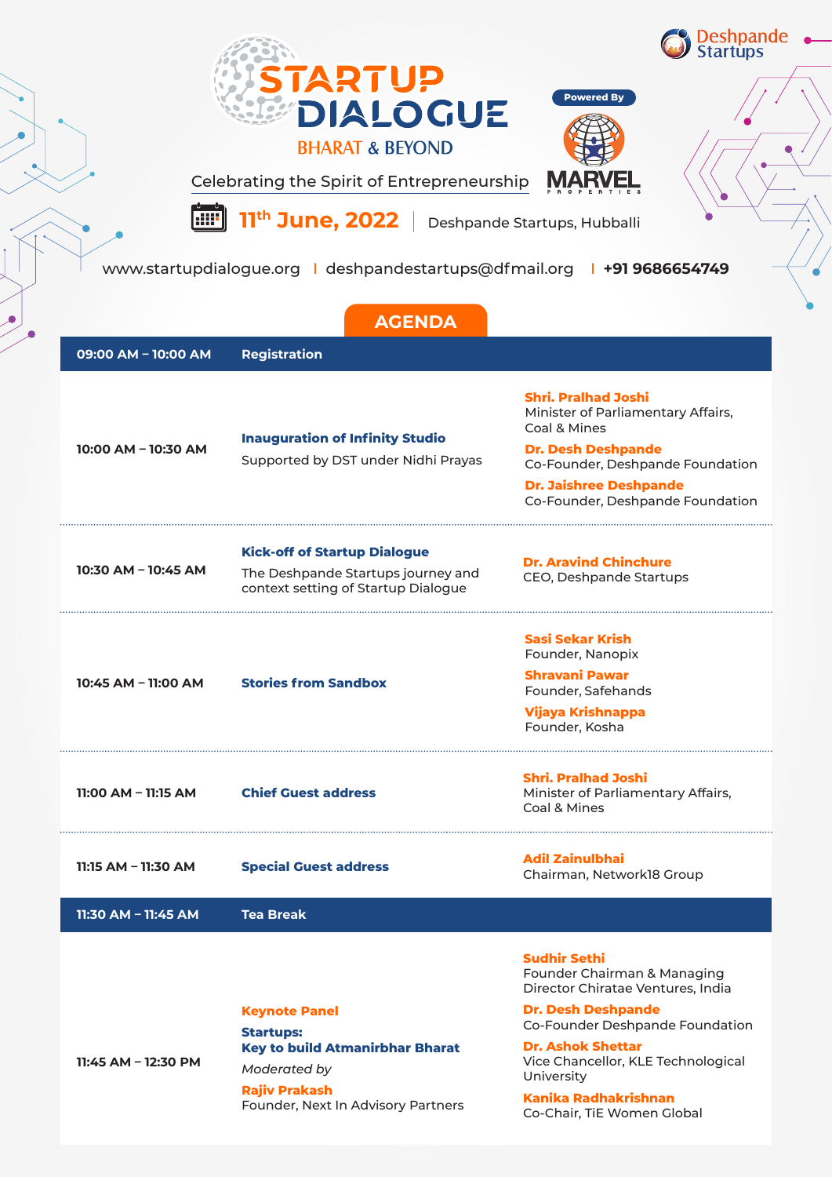Deshpande Startups

# STARTUP DIALOGUE

## BHARAT & BEYOND

Celebrating the Spirit of Entrepreneurship

Powered By

MARVEL PROPERTIES

**11th June, 2022** | Deshpande Startups, Hubballi

www.startupdialogue.org | deshpandestartups@dfmail.org | **+91 9686654749**

## AGENDA

| Time | Session | Speakers |
| --- | --- | --- |
| **09:00 AM – 10:00 AM** | **Registration** | |
| **10:00 AM – 10:30 AM** | **Inauguration of Infinity Studio**<br>Supported by DST under Nidhi Prayas | **Shri. Pralhad Joshi**<br>Minister of Parliamentary Affairs, Coal & Mines<br>**Dr. Desh Deshpande**<br>Co-Founder, Deshpande Foundation<br>**Dr. Jaishree Deshpande**<br>Co-Founder, Deshpande Foundation |
| **10:30 AM – 10:45 AM** | **Kick-off of Startup Dialogue**<br>The Deshpande Startups journey and context setting of Startup Dialogue | **Dr. Aravind Chinchure**<br>CEO, Deshpande Startups |
| **10:45 AM – 11:00 AM** | **Stories from Sandbox** | **Sasi Sekar Krish**<br>Founder, Nanopix<br>**Shravani Pawar**<br>Founder, Safehands<br>**Vijaya Krishnappa**<br>Founder, Kosha |
| **11:00 AM – 11:15 AM** | **Chief Guest address** | **Shri. Pralhad Joshi**<br>Minister of Parliamentary Affairs, Coal & Mines |
| **11:15 AM – 11:30 AM** | **Special Guest address** | **Adil Zainulbhai**<br>Chairman, Network18 Group |
| **11:30 AM – 11:45 AM** | **Tea Break** | |
| **11:45 AM – 12:30 PM** | **Keynote Panel**<br>**Startups: Key to build Atmanirbhar Bharat**<br>*Moderated by*<br>**Rajiv Prakash**<br>Founder, Next In Advisory Partners | **Sudhir Sethi**<br>Founder Chairman & Managing Director Chiratae Ventures, India<br>**Dr. Desh Deshpande**<br>Co-Founder Deshpande Foundation<br>**Dr. Ashok Shettar**<br>Vice Chancellor, KLE Technological University<br>**Kanika Radhakrishnan**<br>Co-Chair, TiE Women Global |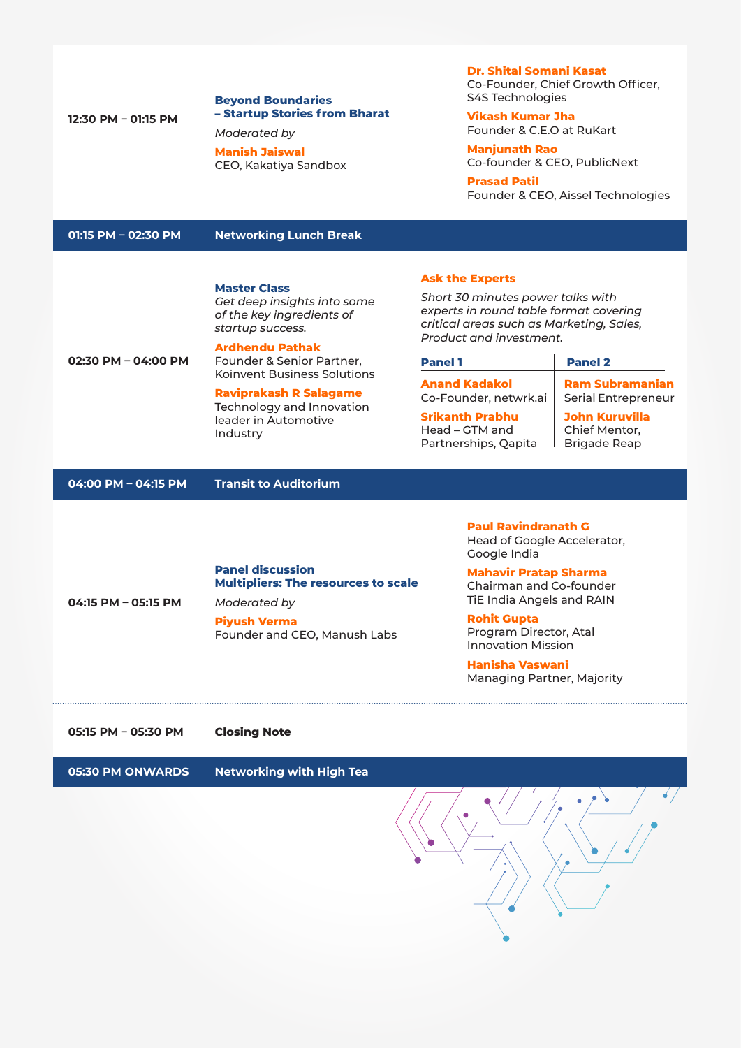| | | |
|---|---|---|
| **12:30 PM – 01:15 PM** | **Beyond Boundaries – Startup Stories from Bharat**<br>*Moderated by*<br>**Manish Jaiswal**<br>CEO, Kakatiya Sandbox | **Dr. Shital Somani Kasat**<br>Co-Founder, Chief Growth Officer, S4S Technologies<br>**Vikash Kumar Jha**<br>Founder & C.E.O at RuKart<br>**Manjunath Rao**<br>Co-founder & CEO, PublicNext<br>**Prasad Patil**<br>Founder & CEO, Aissel Technologies |
| **01:15 PM – 02:30 PM** | **Networking Lunch Break** | |
| **02:30 PM – 04:00 PM** | **Master Class**<br>*Get deep insights into some of the key ingredients of startup success.*<br>**Ardhendu Pathak**<br>Founder & Senior Partner, Koinvent Business Solutions<br>**Raviprakash R Salagame**<br>Technology and Innovation leader in Automotive Industry | **Ask the Experts**<br>*Short 30 minutes power talks with experts in round table format covering critical areas such as Marketing, Sales, Product and investment.*<br>**Panel 1**<br>**Anand Kadakol**<br>Co-Founder, netwrk.ai<br>**Srikanth Prabhu**<br>Head – GTM and Partnerships, Qapita<br>**Panel 2**<br>**Ram Subramanian**<br>Serial Entrepreneur<br>**John Kuruvilla**<br>Chief Mentor, Brigade Reap |
| **04:00 PM – 04:15 PM** | **Transit to Auditorium** | |
| **04:15 PM – 05:15 PM** | **Panel discussion**<br>**Multipliers: The resources to scale**<br>*Moderated by*<br>**Piyush Verma**<br>Founder and CEO, Manush Labs | **Paul Ravindranath G**<br>Head of Google Accelerator, Google India<br>**Mahavir Pratap Sharma**<br>Chairman and Co-founder TiE India Angels and RAIN<br>**Rohit Gupta**<br>Program Director, Atal Innovation Mission<br>**Hanisha Vaswani**<br>Managing Partner, Majority |
| **05:15 PM – 05:30 PM** | **Closing Note** | |
| **05:30 PM ONWARDS** | **Networking with High Tea** | |